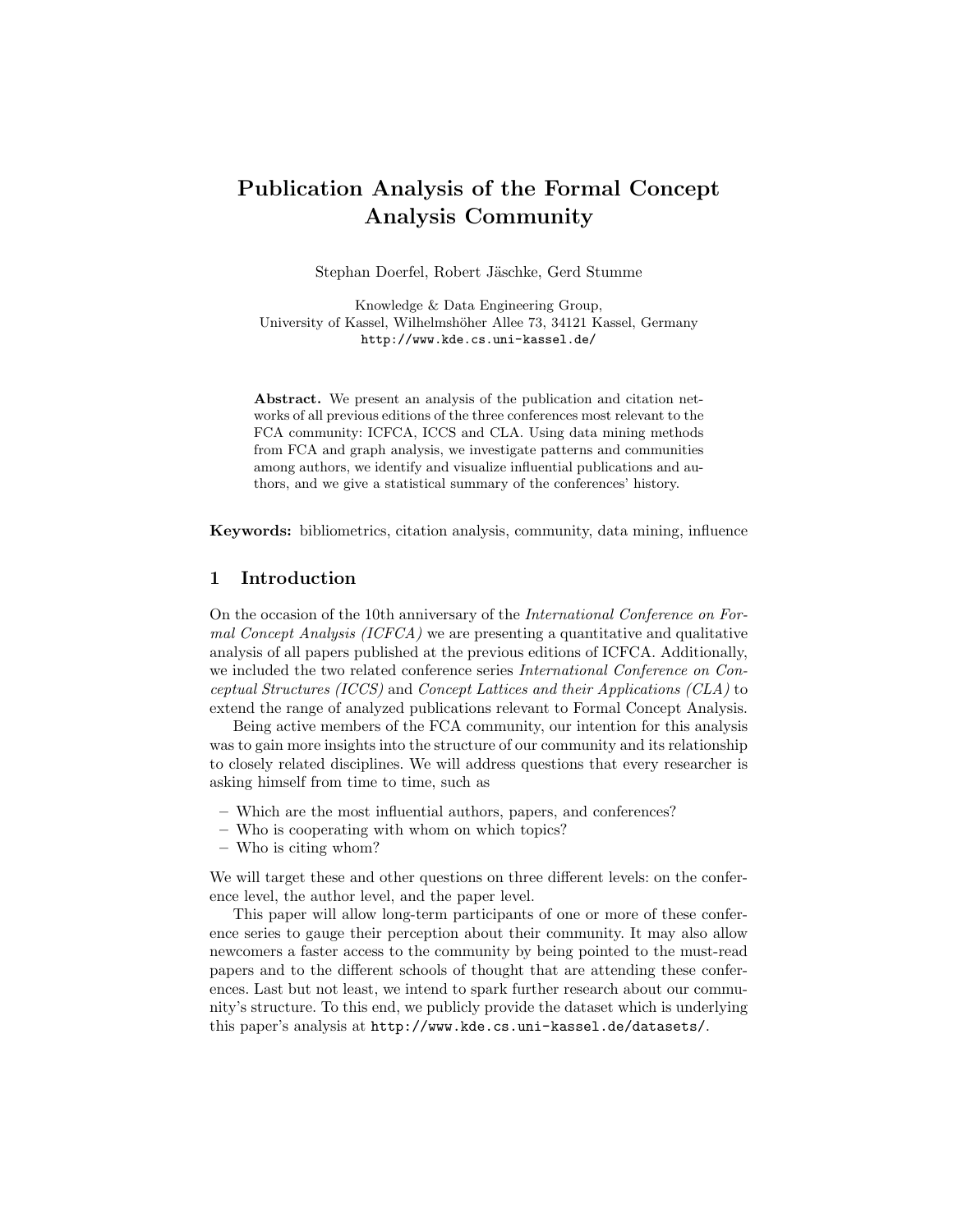# Publication Analysis of the Formal Concept Analysis Community

Stephan Doerfel, Robert Jäschke, Gerd Stumme

Knowledge & Data Engineering Group,
University of Kassel, Wilhelmshöher Allee 73, 34121 Kassel, Germany
http://www.kde.cs.uni-kassel.de/

**Abstract.** We present an analysis of the publication and citation networks of all previous editions of the three conferences most relevant to the FCA community: ICFCA, ICCS and CLA. Using data mining methods from FCA and graph analysis, we investigate patterns and communities among authors, we identify and visualize influential publications and authors, and we give a statistical summary of the conferences' history.

**Keywords:** bibliometrics, citation analysis, community, data mining, influence

## 1 Introduction

On the occasion of the 10th anniversary of the *International Conference on Formal Concept Analysis (ICFCA)* we are presenting a quantitative and qualitative analysis of all papers published at the previous editions of ICFCA. Additionally, we included the two related conference series *International Conference on Conceptual Structures (ICCS)* and *Concept Lattices and their Applications (CLA)* to extend the range of analyzed publications relevant to Formal Concept Analysis.

Being active members of the FCA community, our intention for this analysis was to gain more insights into the structure of our community and its relationship to closely related disciplines. We will address questions that every researcher is asking himself from time to time, such as

- Which are the most influential authors, papers, and conferences?
- Who is cooperating with whom on which topics?
- Who is citing whom?

We will target these and other questions on three different levels: on the conference level, the author level, and the paper level.

This paper will allow long-term participants of one or more of these conference series to gauge their perception about their community. It may also allow newcomers a faster access to the community by being pointed to the must-read papers and to the different schools of thought that are attending these conferences. Last but not least, we intend to spark further research about our community's structure. To this end, we publicly provide the dataset which is underlying this paper's analysis at http://www.kde.cs.uni-kassel.de/datasets/.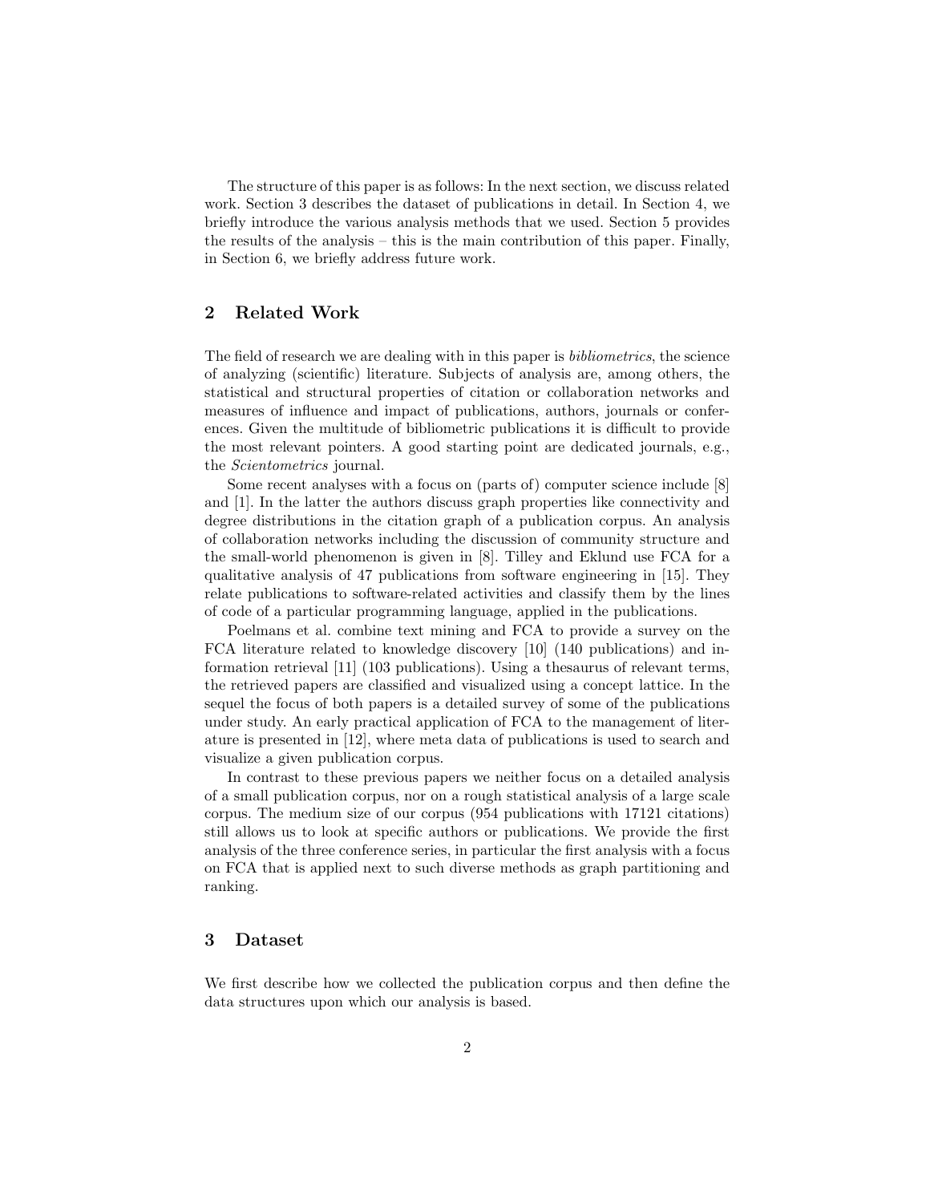The structure of this paper is as follows: In the next section, we discuss related work. Section 3 describes the dataset of publications in detail. In Section 4, we briefly introduce the various analysis methods that we used. Section 5 provides the results of the analysis – this is the main contribution of this paper. Finally, in Section 6, we briefly address future work.

## 2 Related Work

The field of research we are dealing with in this paper is *bibliometrics*, the science of analyzing (scientific) literature. Subjects of analysis are, among others, the statistical and structural properties of citation or collaboration networks and measures of influence and impact of publications, authors, journals or conferences. Given the multitude of bibliometric publications it is difficult to provide the most relevant pointers. A good starting point are dedicated journals, e.g., the *Scientometrics* journal.

Some recent analyses with a focus on (parts of) computer science include [8] and [1]. In the latter the authors discuss graph properties like connectivity and degree distributions in the citation graph of a publication corpus. An analysis of collaboration networks including the discussion of community structure and the small-world phenomenon is given in [8]. Tilley and Eklund use FCA for a qualitative analysis of 47 publications from software engineering in [15]. They relate publications to software-related activities and classify them by the lines of code of a particular programming language, applied in the publications.

Poelmans et al. combine text mining and FCA to provide a survey on the FCA literature related to knowledge discovery [10] (140 publications) and information retrieval [11] (103 publications). Using a thesaurus of relevant terms, the retrieved papers are classified and visualized using a concept lattice. In the sequel the focus of both papers is a detailed survey of some of the publications under study. An early practical application of FCA to the management of literature is presented in [12], where meta data of publications is used to search and visualize a given publication corpus.

In contrast to these previous papers we neither focus on a detailed analysis of a small publication corpus, nor on a rough statistical analysis of a large scale corpus. The medium size of our corpus (954 publications with 17121 citations) still allows us to look at specific authors or publications. We provide the first analysis of the three conference series, in particular the first analysis with a focus on FCA that is applied next to such diverse methods as graph partitioning and ranking.

## 3 Dataset

We first describe how we collected the publication corpus and then define the data structures upon which our analysis is based.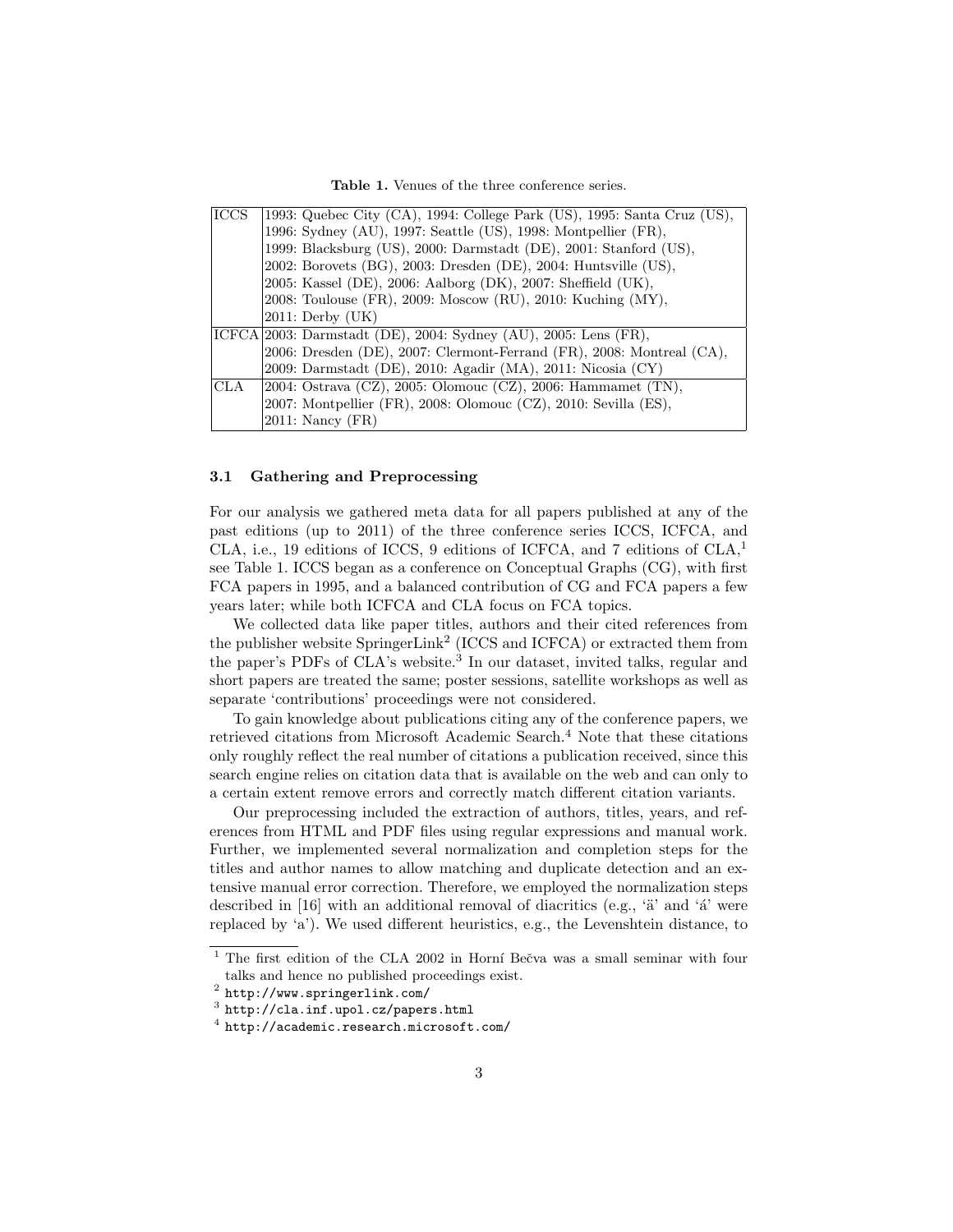**Table 1.** Venues of the three conference series.

| | |
|---|---|
| ICCS | 1993: Quebec City (CA), 1994: College Park (US), 1995: Santa Cruz (US), 1996: Sydney (AU), 1997: Seattle (US), 1998: Montpellier (FR), 1999: Blacksburg (US), 2000: Darmstadt (DE), 2001: Stanford (US), 2002: Borovets (BG), 2003: Dresden (DE), 2004: Huntsville (US), 2005: Kassel (DE), 2006: Aalborg (DK), 2007: Sheffield (UK), 2008: Toulouse (FR), 2009: Moscow (RU), 2010: Kuching (MY), 2011: Derby (UK) |
| ICFCA | 2003: Darmstadt (DE), 2004: Sydney (AU), 2005: Lens (FR), 2006: Dresden (DE), 2007: Clermont-Ferrand (FR), 2008: Montreal (CA), 2009: Darmstadt (DE), 2010: Agadir (MA), 2011: Nicosia (CY) |
| CLA | 2004: Ostrava (CZ), 2005: Olomouc (CZ), 2006: Hammamet (TN), 2007: Montpellier (FR), 2008: Olomouc (CZ), 2010: Sevilla (ES), 2011: Nancy (FR) |

### 3.1 Gathering and Preprocessing

For our analysis we gathered meta data for all papers published at any of the past editions (up to 2011) of the three conference series ICCS, ICFCA, and CLA, i.e., 19 editions of ICCS, 9 editions of ICFCA, and 7 editions of CLA,[1] see Table 1. ICCS began as a conference on Conceptual Graphs (CG), with first FCA papers in 1995, and a balanced contribution of CG and FCA papers a few years later; while both ICFCA and CLA focus on FCA topics.

We collected data like paper titles, authors and their cited references from the publisher website SpringerLink[2] (ICCS and ICFCA) or extracted them from the paper's PDFs of CLA's website.[3] In our dataset, invited talks, regular and short papers are treated the same; poster sessions, satellite workshops as well as separate 'contributions' proceedings were not considered.

To gain knowledge about publications citing any of the conference papers, we retrieved citations from Microsoft Academic Search.[4] Note that these citations only roughly reflect the real number of citations a publication received, since this search engine relies on citation data that is available on the web and can only to a certain extent remove errors and correctly match different citation variants.

Our preprocessing included the extraction of authors, titles, years, and references from HTML and PDF files using regular expressions and manual work. Further, we implemented several normalization and completion steps for the titles and author names to allow matching and duplicate detection and an extensive manual error correction. Therefore, we employed the normalization steps described in [16] with an additional removal of diacritics (e.g., 'ä' and 'á' were replaced by 'a'). We used different heuristics, e.g., the Levenshtein distance, to

---

[1] The first edition of the CLA 2002 in Horní Bečva was a small seminar with four talks and hence no published proceedings exist.

[2] http://www.springerlink.com/

[3] http://cla.inf.upol.cz/papers.html

[4] http://academic.research.microsoft.com/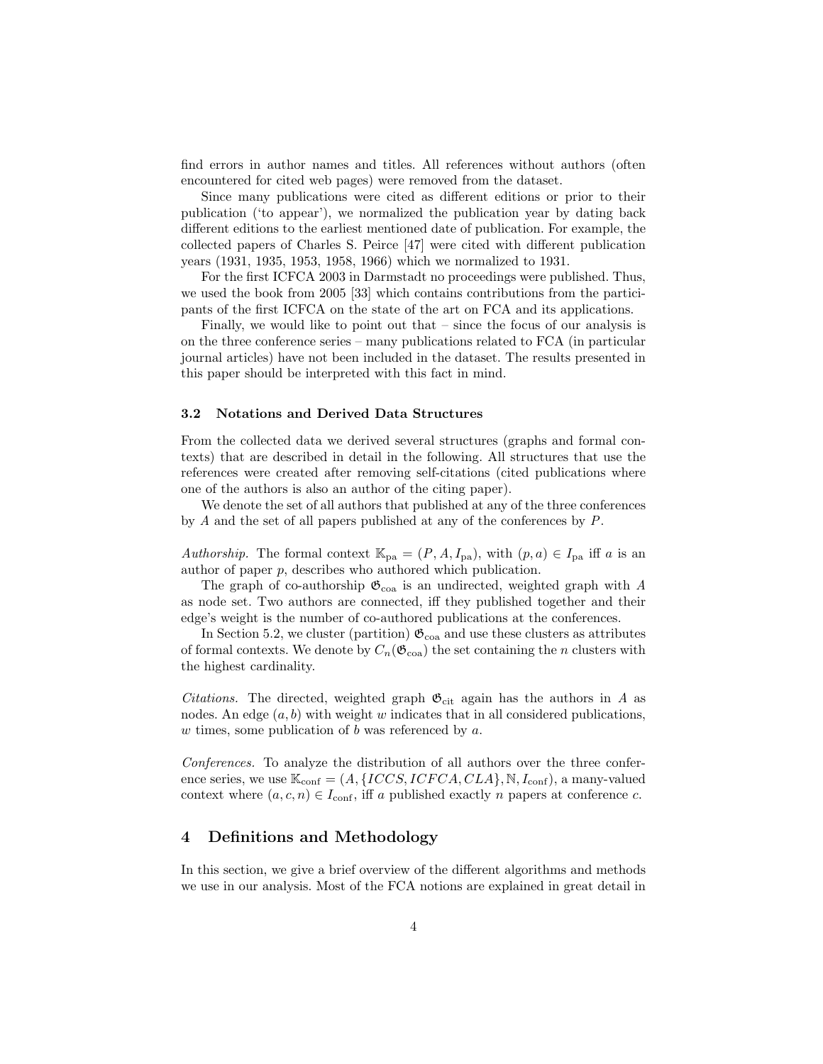find errors in author names and titles. All references without authors (often encountered for cited web pages) were removed from the dataset.

Since many publications were cited as different editions or prior to their publication ('to appear'), we normalized the publication year by dating back different editions to the earliest mentioned date of publication. For example, the collected papers of Charles S. Peirce [47] were cited with different publication years (1931, 1935, 1953, 1958, 1966) which we normalized to 1931.

For the first ICFCA 2003 in Darmstadt no proceedings were published. Thus, we used the book from 2005 [33] which contains contributions from the participants of the first ICFCA on the state of the art on FCA and its applications.

Finally, we would like to point out that – since the focus of our analysis is on the three conference series – many publications related to FCA (in particular journal articles) have not been included in the dataset. The results presented in this paper should be interpreted with this fact in mind.

### 3.2 Notations and Derived Data Structures

From the collected data we derived several structures (graphs and formal contexts) that are described in detail in the following. All structures that use the references were created after removing self-citations (cited publications where one of the authors is also an author of the citing paper).

We denote the set of all authors that published at any of the three conferences by $A$ and the set of all papers published at any of the conferences by $P$.

*Authorship.* The formal context $\mathbb{K}_{\text{pa}} = (P, A, I_{\text{pa}})$, with $(p, a) \in I_{\text{pa}}$ iff $a$ is an author of paper $p$, describes who authored which publication.

The graph of co-authorship $\mathfrak{G}_{\text{coa}}$ is an undirected, weighted graph with $A$ as node set. Two authors are connected, iff they published together and their edge's weight is the number of co-authored publications at the conferences.

In Section 5.2, we cluster (partition) $\mathfrak{G}_{\text{coa}}$ and use these clusters as attributes of formal contexts. We denote by $C_n(\mathfrak{G}_{\text{coa}})$ the set containing the $n$ clusters with the highest cardinality.

*Citations.* The directed, weighted graph $\mathfrak{G}_{\text{cit}}$ again has the authors in $A$ as nodes. An edge $(a, b)$ with weight $w$ indicates that in all considered publications, $w$ times, some publication of $b$ was referenced by $a$.

*Conferences.* To analyze the distribution of all authors over the three conference series, we use $\mathbb{K}_{\text{conf}} = (A, \{ICCS, ICFCA, CLA\}, \mathbb{N}, I_{\text{conf}})$, a many-valued context where $(a, c, n) \in I_{\text{conf}}$, iff $a$ published exactly $n$ papers at conference $c$.

## 4 Definitions and Methodology

In this section, we give a brief overview of the different algorithms and methods we use in our analysis. Most of the FCA notions are explained in great detail in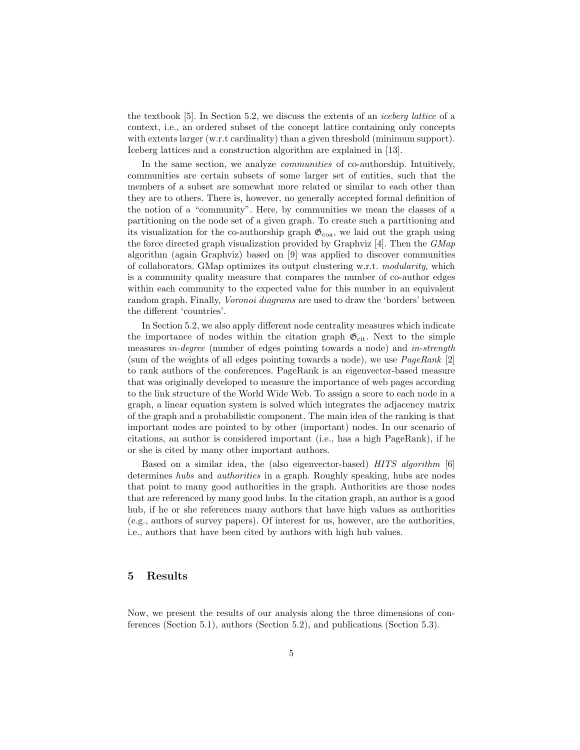the textbook [5]. In Section 5.2, we discuss the extents of an *iceberg lattice* of a context, i.e., an ordered subset of the concept lattice containing only concepts with extents larger (w.r.t cardinality) than a given threshold (minimum support). Iceberg lattices and a construction algorithm are explained in [13].

In the same section, we analyze *communities* of co-authorship. Intuitively, communities are certain subsets of some larger set of entities, such that the members of a subset are somewhat more related or similar to each other than they are to others. There is, however, no generally accepted formal definition of the notion of a "community". Here, by communities we mean the classes of a partitioning on the node set of a given graph. To create such a partitioning and its visualization for the co-authorship graph $\mathfrak{G}_{\text{coa}}$, we laid out the graph using the force directed graph visualization provided by Graphviz [4]. Then the *GMap* algorithm (again Graphviz) based on [9] was applied to discover communities of collaborators. GMap optimizes its output clustering w.r.t. *modularity*, which is a community quality measure that compares the number of co-author edges within each community to the expected value for this number in an equivalent random graph. Finally, *Voronoi diagrams* are used to draw the 'borders' between the different 'countries'.

In Section 5.2, we also apply different node centrality measures which indicate the importance of nodes within the citation graph $\mathfrak{G}_{\text{cit}}$. Next to the simple measures *in-degree* (number of edges pointing towards a node) and *in-strength* (sum of the weights of all edges pointing towards a node), we use *PageRank* [2] to rank authors of the conferences. PageRank is an eigenvector-based measure that was originally developed to measure the importance of web pages according to the link structure of the World Wide Web. To assign a score to each node in a graph, a linear equation system is solved which integrates the adjacency matrix of the graph and a probabilistic component. The main idea of the ranking is that important nodes are pointed to by other (important) nodes. In our scenario of citations, an author is considered important (i.e., has a high PageRank), if he or she is cited by many other important authors.

Based on a similar idea, the (also eigenvector-based) *HITS algorithm* [6] determines *hubs* and *authorities* in a graph. Roughly speaking, hubs are nodes that point to many good authorities in the graph. Authorities are those nodes that are referenced by many good hubs. In the citation graph, an author is a good hub, if he or she references many authors that have high values as authorities (e.g., authors of survey papers). Of interest for us, however, are the authorities, i.e., authors that have been cited by authors with high hub values.

# 5 Results

Now, we present the results of our analysis along the three dimensions of conferences (Section 5.1), authors (Section 5.2), and publications (Section 5.3).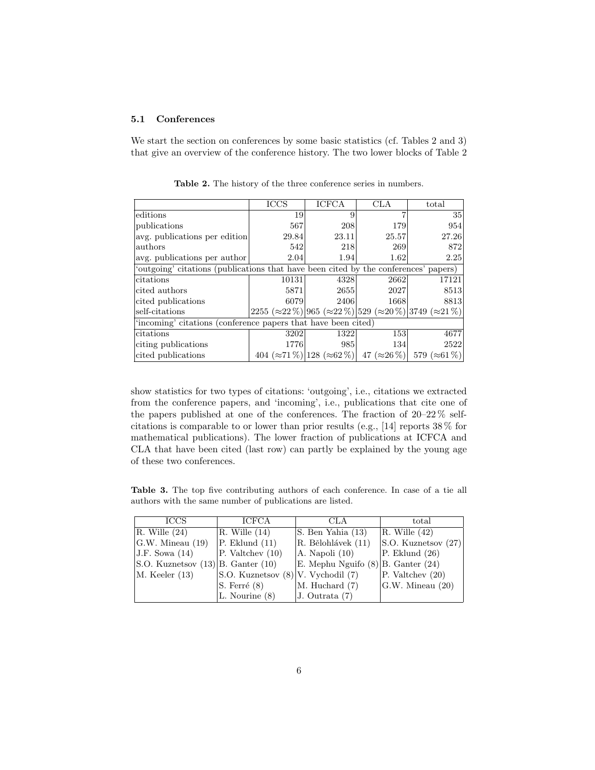### 5.1 Conferences

We start the section on conferences by some basic statistics (cf. Tables 2 and 3) that give an overview of the conference history. The two lower blocks of Table 2 show statistics for two types of citations: 'outgoing', i.e., citations we extracted from the conference papers, and 'incoming', i.e., publications that cite one of the papers published at one of the conferences. The fraction of 20–22 % self-citations is comparable to or lower than prior results (e.g., [14] reports 38 % for mathematical publications). The lower fraction of publications at ICFCA and CLA that have been cited (last row) can partly be explained by the young age of these two conferences.

**Table 2.** The history of the three conference series in numbers.

| | ICCS | ICFCA | CLA | total |
|---|---|---|---|---|
| editions | 19 | 9 | 7 | 35 |
| publications | 567 | 208 | 179 | 954 |
| avg. publications per edition | 29.84 | 23.11 | 25.57 | 27.26 |
| authors | 542 | 218 | 269 | 872 |
| avg. publications per author | 2.04 | 1.94 | 1.62 | 2.25 |
| 'outgoing' citations (publications that have been cited by the conferences' papers) | | | | |
| citations | 10131 | 4328 | 2662 | 17121 |
| cited authors | 5871 | 2655 | 2027 | 8513 |
| cited publications | 6079 | 2406 | 1668 | 8813 |
| self-citations | 2255 (≈22 %) | 965 (≈22 %) | 529 (≈20 %) | 3749 (≈21 %) |
| 'incoming' citations (conference papers that have been cited) | | | | |
| citations | 3202 | 1322 | 153 | 4677 |
| citing publications | 1776 | 985 | 134 | 2522 |
| cited publications | 404 (≈71 %) | 128 (≈62 %) | 47 (≈26 %) | 579 (≈61 %) |

**Table 3.** The top five contributing authors of each conference. In case of a tie all authors with the same number of publications are listed.

| ICCS | ICFCA | CLA | total |
|---|---|---|---|
| R. Wille (24) | R. Wille (14) | S. Ben Yahia (13) | R. Wille (42) |
| G.W. Mineau (19) | P. Eklund (11) | R. Bělohlávek (11) | S.O. Kuznetsov (27) |
| J.F. Sowa (14) | P. Valtchev (10) | A. Napoli (10) | P. Eklund (26) |
| S.O. Kuznetsov (13) | B. Ganter (10) | E. Mephu Nguifo (8) | B. Ganter (24) |
| M. Keeler (13) | S.O. Kuznetsov (8) | V. Vychodil (7) | P. Valtchev (20) |
| | S. Ferré (8) | M. Huchard (7) | G.W. Mineau (20) |
| | L. Nourine (8) | J. Outrata (7) | |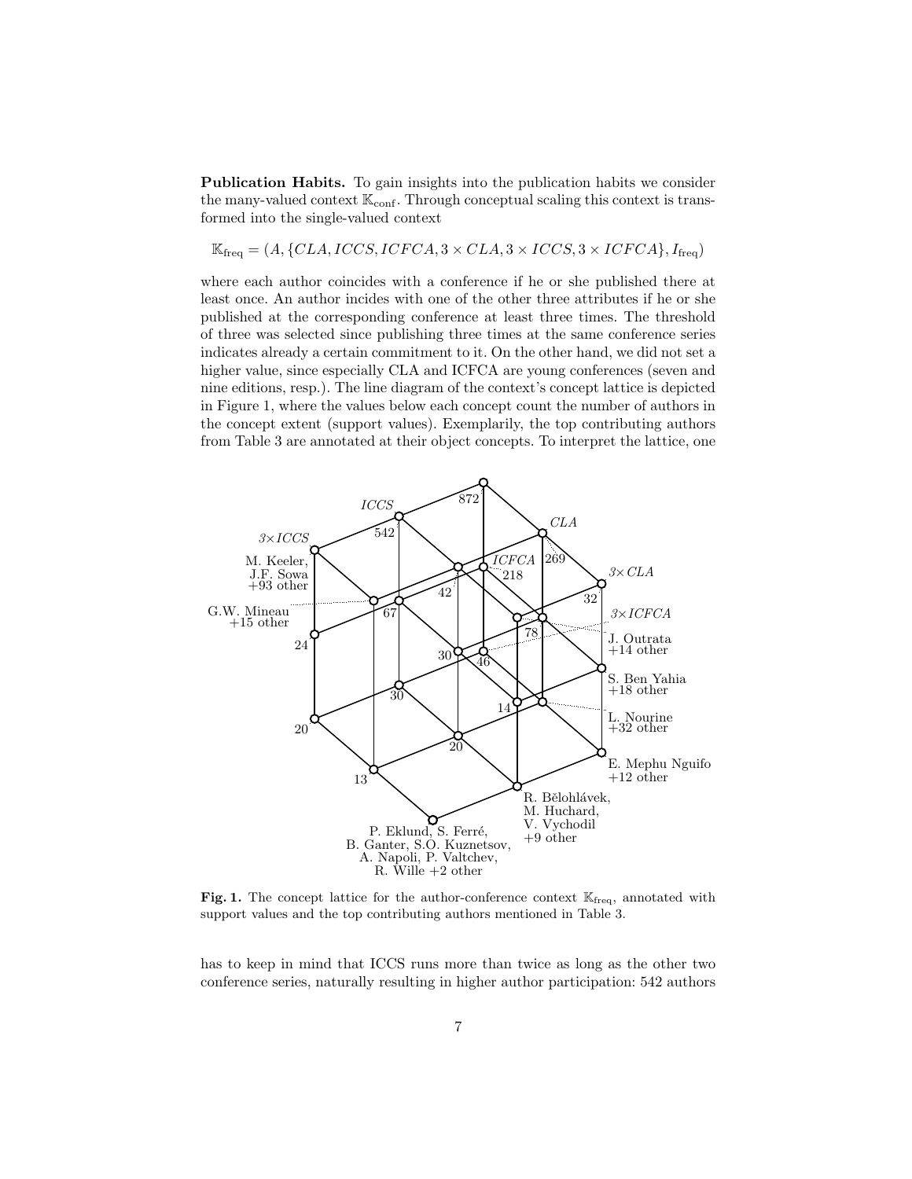**Publication Habits.** To gain insights into the publication habits we consider the many-valued context $\mathbb{K}_{\text{conf}}$. Through conceptual scaling this context is transformed into the single-valued context

$$\mathbb{K}_{\text{freq}} = (A, \{CLA, ICCS, ICFCA, 3 \times CLA, 3 \times ICCS, 3 \times ICFCA\}, I_{\text{freq}})$$

where each author coincides with a conference if he or she published there at least once. An author incides with one of the other three attributes if he or she published at the corresponding conference at least three times. The threshold of three was selected since publishing three times at the same conference series indicates already a certain commitment to it. On the other hand, we did not set a higher value, since especially CLA and ICFCA are young conferences (seven and nine editions, resp.). The line diagram of the context's concept lattice is depicted in Figure 1, where the values below each concept count the number of authors in the concept extent (support values). Exemplarily, the top contributing authors from Table 3 are annotated at their object concepts. To interpret the lattice, one

**Fig. 1.** The concept lattice for the author-conference context $\mathbb{K}_{\text{freq}}$, annotated with support values and the top contributing authors mentioned in Table 3.

has to keep in mind that ICCS runs more than twice as long as the other two conference series, naturally resulting in higher author participation: 542 authors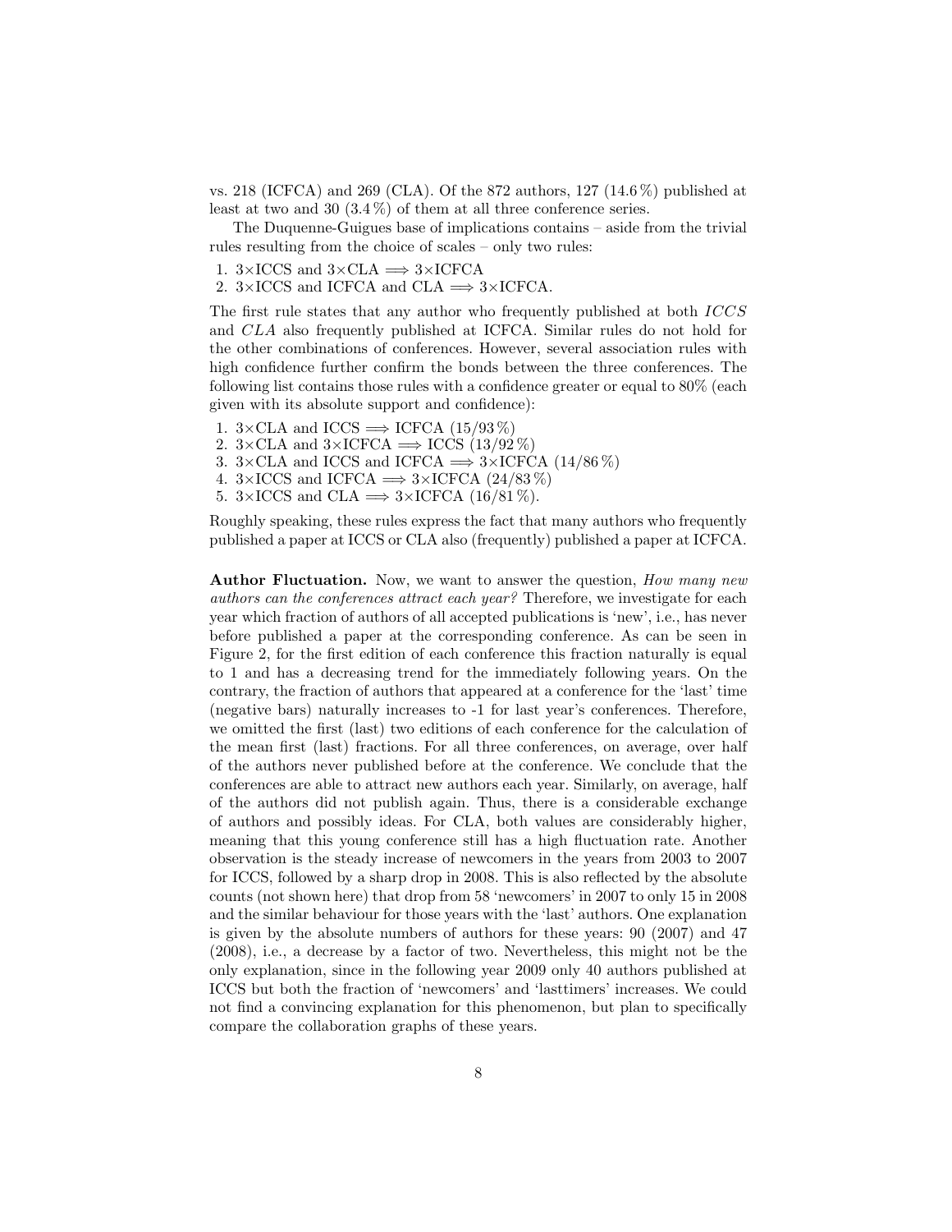vs. 218 (ICFCA) and 269 (CLA). Of the 872 authors, 127 (14.6 %) published at least at two and 30 (3.4 %) of them at all three conference series.

The Duquenne-Guigues base of implications contains – aside from the trivial rules resulting from the choice of scales – only two rules:

1. 3×ICCS and 3×CLA $\Longrightarrow$ 3×ICFCA
2. 3×ICCS and ICFCA and CLA $\Longrightarrow$ 3×ICFCA.

The first rule states that any author who frequently published at both *ICCS* and *CLA* also frequently published at ICFCA. Similar rules do not hold for the other combinations of conferences. However, several association rules with high confidence further confirm the bonds between the three conferences. The following list contains those rules with a confidence greater or equal to 80% (each given with its absolute support and confidence):

1. 3×CLA and ICCS $\Longrightarrow$ ICFCA (15/93 %)
2. 3×CLA and 3×ICFCA $\Longrightarrow$ ICCS (13/92 %)
3. 3×CLA and ICCS and ICFCA $\Longrightarrow$ 3×ICFCA (14/86 %)
4. 3×ICCS and ICFCA $\Longrightarrow$ 3×ICFCA (24/83 %)
5. 3×ICCS and CLA $\Longrightarrow$ 3×ICFCA (16/81 %).

Roughly speaking, these rules express the fact that many authors who frequently published a paper at ICCS or CLA also (frequently) published a paper at ICFCA.

**Author Fluctuation.** Now, we want to answer the question, *How many new authors can the conferences attract each year?* Therefore, we investigate for each year which fraction of authors of all accepted publications is 'new', i.e., has never before published a paper at the corresponding conference. As can be seen in Figure 2, for the first edition of each conference this fraction naturally is equal to 1 and has a decreasing trend for the immediately following years. On the contrary, the fraction of authors that appeared at a conference for the 'last' time (negative bars) naturally increases to -1 for last year's conferences. Therefore, we omitted the first (last) two editions of each conference for the calculation of the mean first (last) fractions. For all three conferences, on average, over half of the authors never published before at the conference. We conclude that the conferences are able to attract new authors each year. Similarly, on average, half of the authors did not publish again. Thus, there is a considerable exchange of authors and possibly ideas. For CLA, both values are considerably higher, meaning that this young conference still has a high fluctuation rate. Another observation is the steady increase of newcomers in the years from 2003 to 2007 for ICCS, followed by a sharp drop in 2008. This is also reflected by the absolute counts (not shown here) that drop from 58 'newcomers' in 2007 to only 15 in 2008 and the similar behaviour for those years with the 'last' authors. One explanation is given by the absolute numbers of authors for these years: 90 (2007) and 47 (2008), i.e., a decrease by a factor of two. Nevertheless, this might not be the only explanation, since in the following year 2009 only 40 authors published at ICCS but both the fraction of 'newcomers' and 'lasttimers' increases. We could not find a convincing explanation for this phenomenon, but plan to specifically compare the collaboration graphs of these years.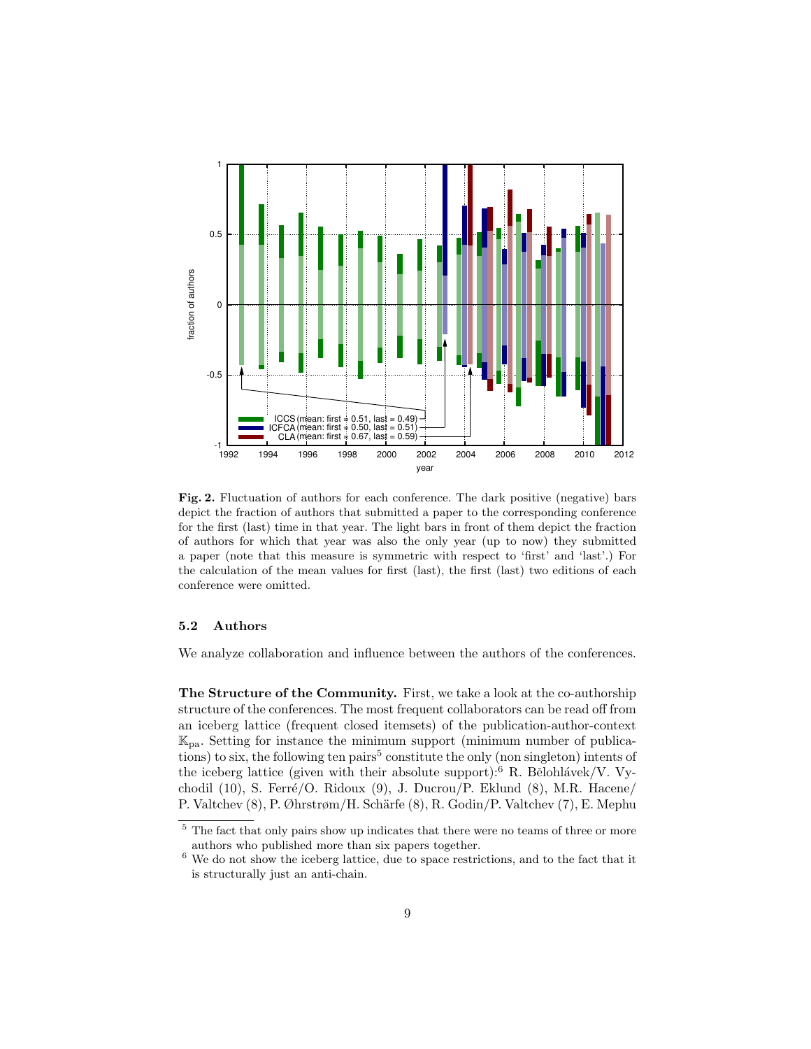**Fig. 2.** Fluctuation of authors for each conference. The dark positive (negative) bars depict the fraction of authors that submitted a paper to the corresponding conference for the first (last) time in that year. The light bars in front of them depict the fraction of authors for which that year was also the only year (up to now) they submitted a paper (note that this measure is symmetric with respect to 'first' and 'last'.) For the calculation of the mean values for first (last), the first (last) two editions of each conference were omitted.

### 5.2 Authors

We analyze collaboration and influence between the authors of the conferences.

**The Structure of the Community.** First, we take a look at the co-authorship structure of the conferences. The most frequent collaborators can be read off from an iceberg lattice (frequent closed itemsets) of the publication-author-context $\mathbb{K}_{pa}$. Setting for instance the minimum support (minimum number of publications) to six, the following ten pairs[5] constitute the only (non singleton) intents of the iceberg lattice (given with their absolute support):[6] R. Bělohlávek/V. Vychodil (10), S. Ferré/O. Ridoux (9), J. Ducrou/P. Eklund (8), M.R. Hacene/P. Valtchev (8), P. Øhrstrøm/H. Schärfe (8), R. Godin/P. Valtchev (7), E. Mephu

[5] The fact that only pairs show up indicates that there were no teams of three or more authors who published more than six papers together.

[6] We do not show the iceberg lattice, due to space restrictions, and to the fact that it is structurally just an anti-chain.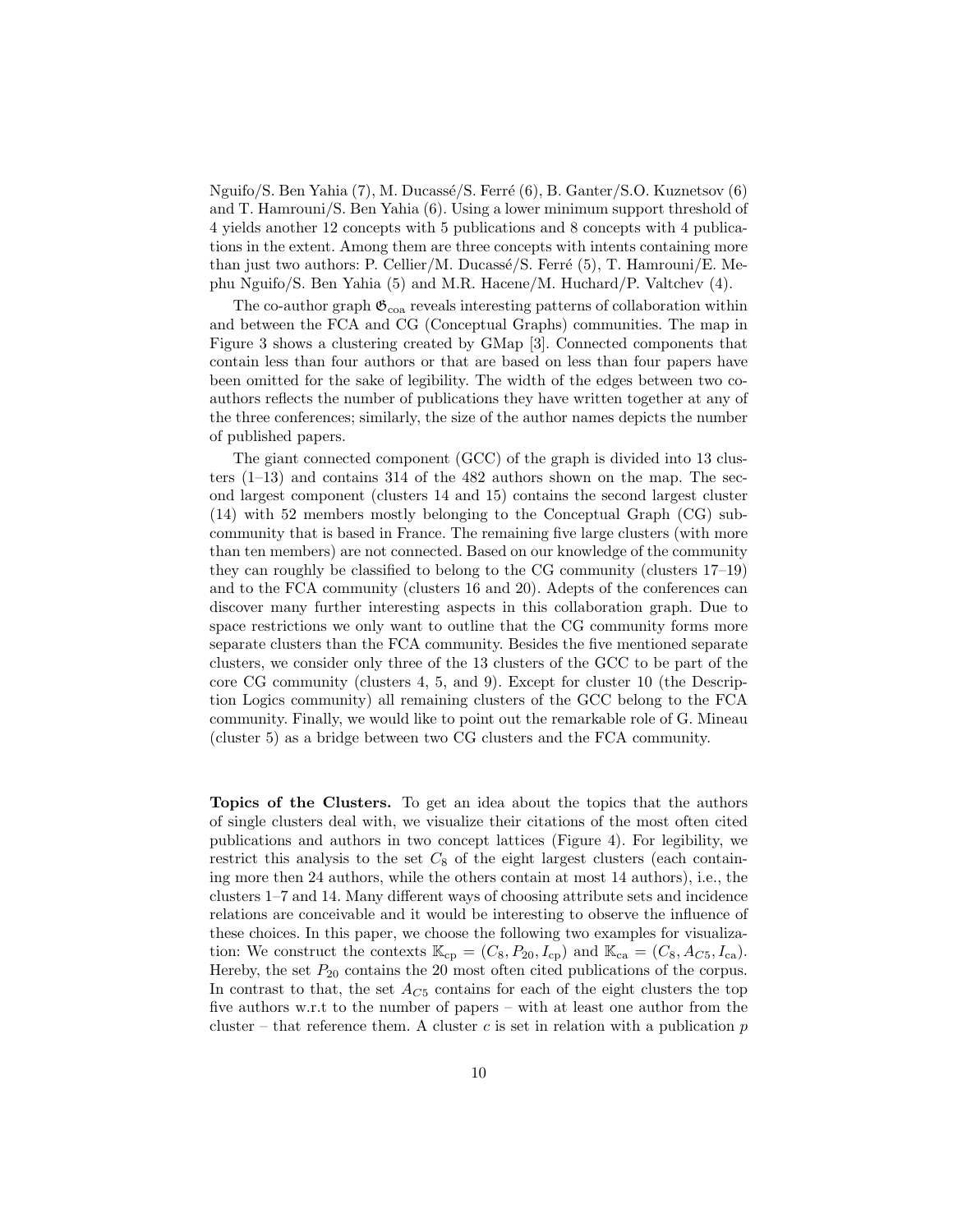Nguifo/S. Ben Yahia (7), M. Ducassé/S. Ferré (6), B. Ganter/S.O. Kuznetsov (6) and T. Hamrouni/S. Ben Yahia (6). Using a lower minimum support threshold of 4 yields another 12 concepts with 5 publications and 8 concepts with 4 publications in the extent. Among them are three concepts with intents containing more than just two authors: P. Cellier/M. Ducassé/S. Ferré (5), T. Hamrouni/E. Mephu Nguifo/S. Ben Yahia (5) and M.R. Hacene/M. Huchard/P. Valtchev (4).

The co-author graph $\mathfrak{G}_{\text{coa}}$ reveals interesting patterns of collaboration within and between the FCA and CG (Conceptual Graphs) communities. The map in Figure 3 shows a clustering created by GMap [3]. Connected components that contain less than four authors or that are based on less than four papers have been omitted for the sake of legibility. The width of the edges between two co-authors reflects the number of publications they have written together at any of the three conferences; similarly, the size of the author names depicts the number of published papers.

The giant connected component (GCC) of the graph is divided into 13 clusters (1–13) and contains 314 of the 482 authors shown on the map. The second largest component (clusters 14 and 15) contains the second largest cluster (14) with 52 members mostly belonging to the Conceptual Graph (CG) subcommunity that is based in France. The remaining five large clusters (with more than ten members) are not connected. Based on our knowledge of the community they can roughly be classified to belong to the CG community (clusters 17–19) and to the FCA community (clusters 16 and 20). Adepts of the conferences can discover many further interesting aspects in this collaboration graph. Due to space restrictions we only want to outline that the CG community forms more separate clusters than the FCA community. Besides the five mentioned separate clusters, we consider only three of the 13 clusters of the GCC to be part of the core CG community (clusters 4, 5, and 9). Except for cluster 10 (the Description Logics community) all remaining clusters of the GCC belong to the FCA community. Finally, we would like to point out the remarkable role of G. Mineau (cluster 5) as a bridge between two CG clusters and the FCA community.

**Topics of the Clusters.** To get an idea about the topics that the authors of single clusters deal with, we visualize their citations of the most often cited publications and authors in two concept lattices (Figure 4). For legibility, we restrict this analysis to the set $C_8$ of the eight largest clusters (each containing more then 24 authors, while the others contain at most 14 authors), i.e., the clusters 1–7 and 14. Many different ways of choosing attribute sets and incidence relations are conceivable and it would be interesting to observe the influence of these choices. In this paper, we choose the following two examples for visualization: We construct the contexts $\mathbb{K}_{\text{cp}} = (C_8, P_{20}, I_{\text{cp}})$ and $\mathbb{K}_{\text{ca}} = (C_8, A_{C5}, I_{\text{ca}})$. Hereby, the set $P_{20}$ contains the 20 most often cited publications of the corpus. In contrast to that, the set $A_{C5}$ contains for each of the eight clusters the top five authors w.r.t to the number of papers – with at least one author from the cluster – that reference them. A cluster $c$ is set in relation with a publication $p$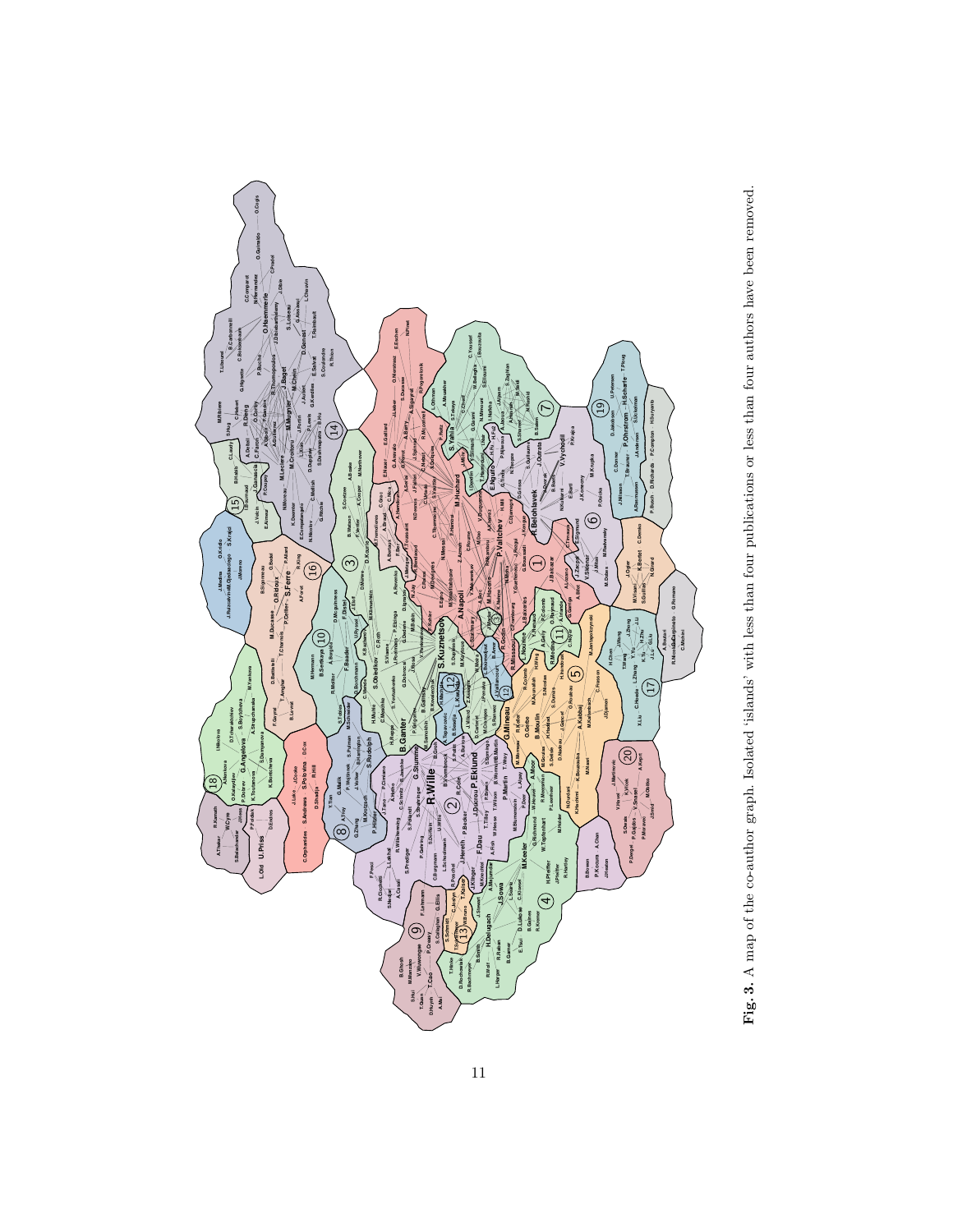**Fig. 3.** A map of the co-author graph. Isolated 'islands' with less than four publications or less than four authors have been removed.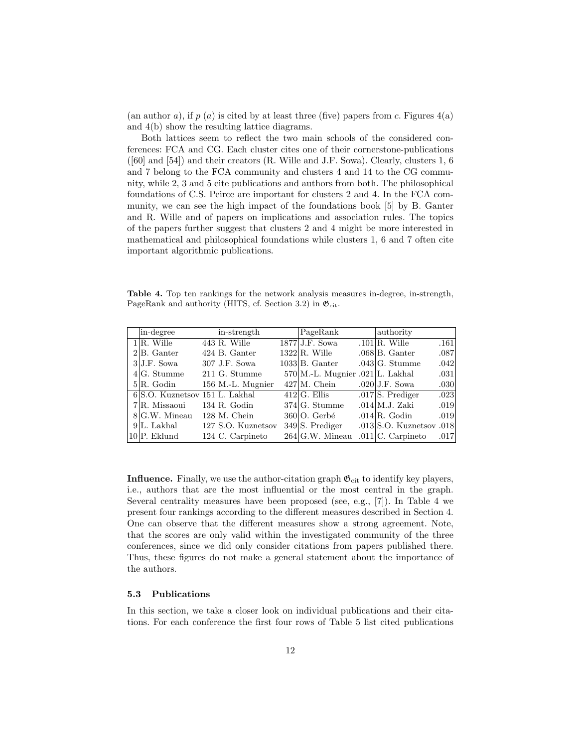(an author $a$), if $p$ ($a$) is cited by at least three (five) papers from $c$. Figures 4(a) and 4(b) show the resulting lattice diagrams.

Both lattices seem to reflect the two main schools of the considered conferences: FCA and CG. Each cluster cites one of their cornerstone-publications ([60] and [54]) and their creators (R. Wille and J.F. Sowa). Clearly, clusters 1, 6 and 7 belong to the FCA community and clusters 4 and 14 to the CG community, while 2, 3 and 5 cite publications and authors from both. The philosophical foundations of C.S. Peirce are important for clusters 2 and 4. In the FCA community, we can see the high impact of the foundations book [5] by B. Ganter and R. Wille and of papers on implications and association rules. The topics of the papers further suggest that clusters 2 and 4 might be more interested in mathematical and philosophical foundations while clusters 1, 6 and 7 often cite important algorithmic publications.

**Table 4.** Top ten rankings for the network analysis measures in-degree, in-strength, PageRank and authority (HITS, cf. Section 3.2) in $\mathfrak{G}_{\text{cit}}$.

| | in-degree | | in-strength | | PageRank | | authority | |
|---|---|---|---|---|---|---|---|---|
| 1 | R. Wille | 443 | R. Wille | 1877 | J.F. Sowa | .101 | R. Wille | .161 |
| 2 | B. Ganter | 424 | B. Ganter | 1322 | R. Wille | .068 | B. Ganter | .087 |
| 3 | J.F. Sowa | 307 | J.F. Sowa | 1033 | B. Ganter | .043 | G. Stumme | .042 |
| 4 | G. Stumme | 211 | G. Stumme | 570 | M.-L. Mugnier | .021 | L. Lakhal | .031 |
| 5 | R. Godin | 156 | M.-L. Mugnier | 427 | M. Chein | .020 | J.F. Sowa | .030 |
| 6 | S.O. Kuznetsov | 151 | L. Lakhal | 412 | G. Ellis | .017 | S. Prediger | .023 |
| 7 | R. Missaoui | 134 | R. Godin | 374 | G. Stumme | .014 | M.J. Zaki | .019 |
| 8 | G.W. Mineau | 128 | M. Chein | 360 | O. Gerbé | .014 | R. Godin | .019 |
| 9 | L. Lakhal | 127 | S.O. Kuznetsov | 349 | S. Prediger | .013 | S.O. Kuznetsov | .018 |
| 10 | P. Eklund | 124 | C. Carpineto | 264 | G.W. Mineau | .011 | C. Carpineto | .017 |

**Influence.** Finally, we use the author-citation graph $\mathfrak{G}_{\text{cit}}$ to identify key players, i.e., authors that are the most influential or the most central in the graph. Several centrality measures have been proposed (see, e.g., [7]). In Table 4 we present four rankings according to the different measures described in Section 4. One can observe that the different measures show a strong agreement. Note, that the scores are only valid within the investigated community of the three conferences, since we did only consider citations from papers published there. Thus, these figures do not make a general statement about the importance of the authors.

### 5.3 Publications

In this section, we take a closer look on individual publications and their citations. For each conference the first four rows of Table 5 list cited publications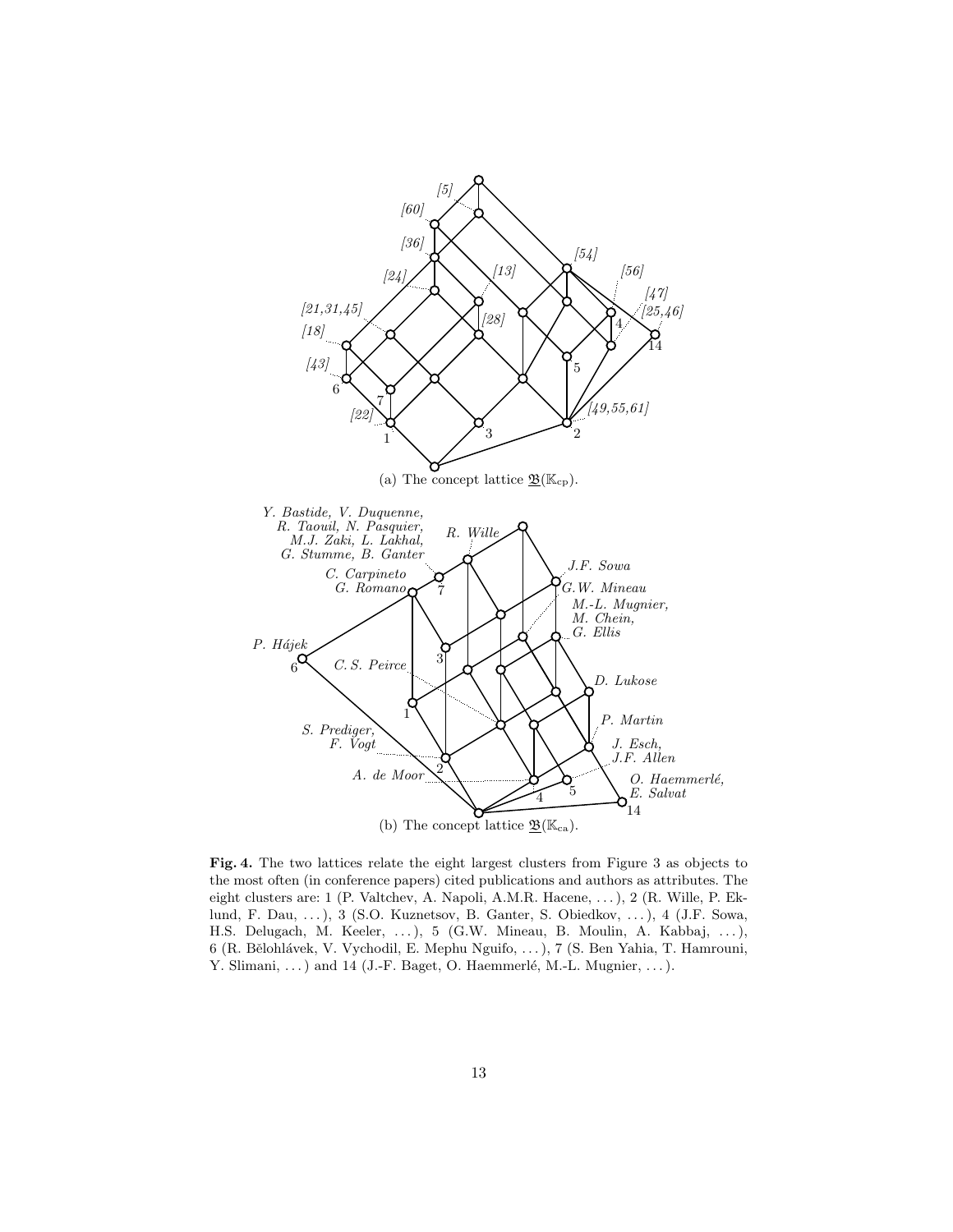(a) The concept lattice $\underline{\mathfrak{B}}(\mathbb{K}_{\text{cp}})$.

(b) The concept lattice $\underline{\mathfrak{B}}(\mathbb{K}_{\text{ca}})$.

**Fig. 4.** The two lattices relate the eight largest clusters from Figure 3 as objects to the most often (in conference papers) cited publications and authors as attributes. The eight clusters are: 1 (P. Valtchev, A. Napoli, A.M.R. Hacene, . . . ), 2 (R. Wille, P. Eklund, F. Dau, . . . ), 3 (S.O. Kuznetsov, B. Ganter, S. Obiedkov, . . . ), 4 (J.F. Sowa, H.S. Delugach, M. Keeler, . . . ), 5 (G.W. Mineau, B. Moulin, A. Kabbaj, . . . ), 6 (R. Bělohlávek, V. Vychodil, E. Mephu Nguifo, . . . ), 7 (S. Ben Yahia, T. Hamrouni, Y. Slimani, . . . ) and 14 (J.-F. Baget, O. Haemmerlé, M.-L. Mugnier, . . . ).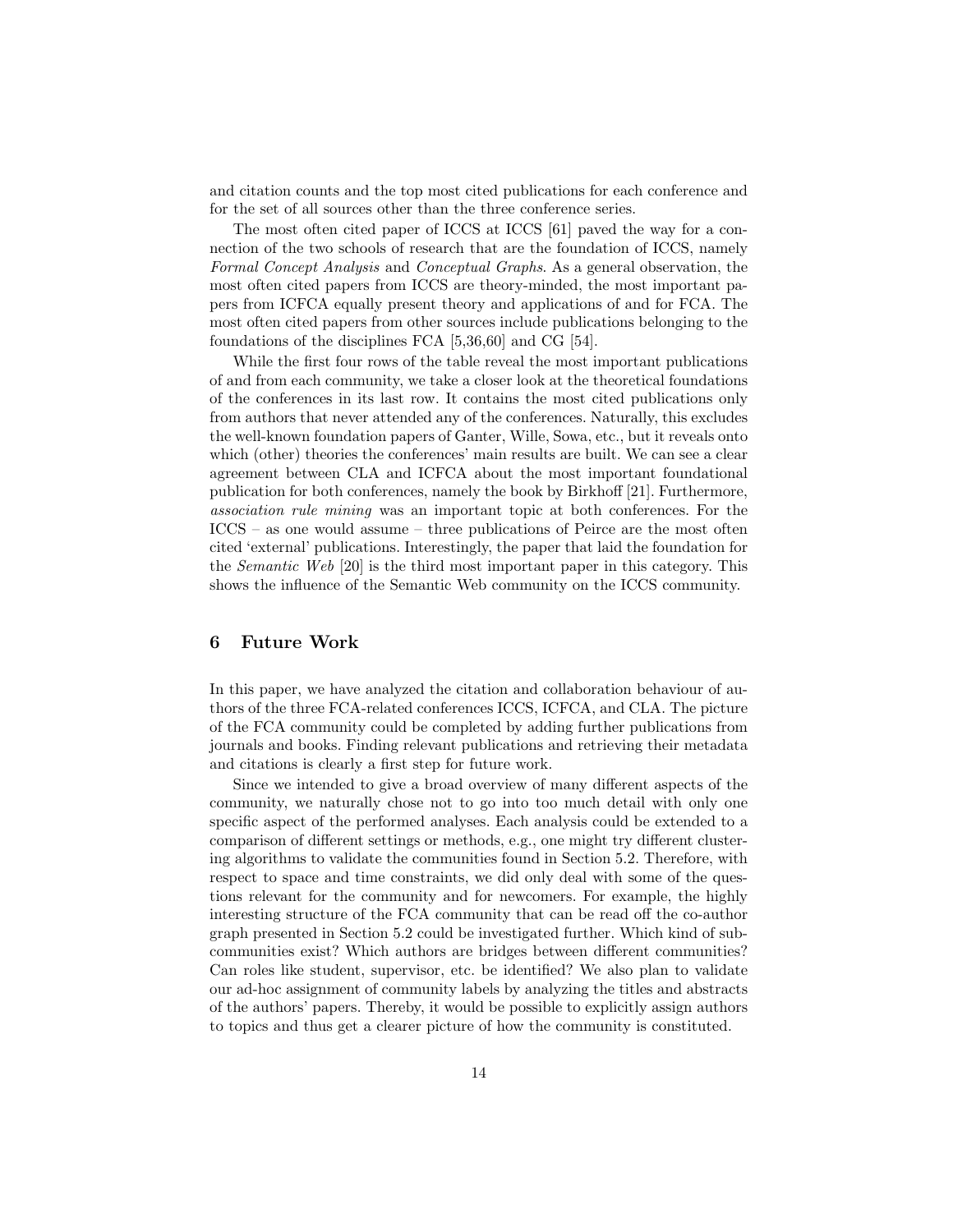and citation counts and the top most cited publications for each conference and for the set of all sources other than the three conference series.

The most often cited paper of ICCS at ICCS [61] paved the way for a connection of the two schools of research that are the foundation of ICCS, namely *Formal Concept Analysis* and *Conceptual Graphs*. As a general observation, the most often cited papers from ICCS are theory-minded, the most important papers from ICFCA equally present theory and applications of and for FCA. The most often cited papers from other sources include publications belonging to the foundations of the disciplines FCA [5,36,60] and CG [54].

While the first four rows of the table reveal the most important publications of and from each community, we take a closer look at the theoretical foundations of the conferences in its last row. It contains the most cited publications only from authors that never attended any of the conferences. Naturally, this excludes the well-known foundation papers of Ganter, Wille, Sowa, etc., but it reveals onto which (other) theories the conferences' main results are built. We can see a clear agreement between CLA and ICFCA about the most important foundational publication for both conferences, namely the book by Birkhoff [21]. Furthermore, *association rule mining* was an important topic at both conferences. For the ICCS – as one would assume – three publications of Peirce are the most often cited 'external' publications. Interestingly, the paper that laid the foundation for the *Semantic Web* [20] is the third most important paper in this category. This shows the influence of the Semantic Web community on the ICCS community.

## 6 Future Work

In this paper, we have analyzed the citation and collaboration behaviour of authors of the three FCA-related conferences ICCS, ICFCA, and CLA. The picture of the FCA community could be completed by adding further publications from journals and books. Finding relevant publications and retrieving their metadata and citations is clearly a first step for future work.

Since we intended to give a broad overview of many different aspects of the community, we naturally chose not to go into too much detail with only one specific aspect of the performed analyses. Each analysis could be extended to a comparison of different settings or methods, e.g., one might try different clustering algorithms to validate the communities found in Section 5.2. Therefore, with respect to space and time constraints, we did only deal with some of the questions relevant for the community and for newcomers. For example, the highly interesting structure of the FCA community that can be read off the co-author graph presented in Section 5.2 could be investigated further. Which kind of subcommunities exist? Which authors are bridges between different communities? Can roles like student, supervisor, etc. be identified? We also plan to validate our ad-hoc assignment of community labels by analyzing the titles and abstracts of the authors' papers. Thereby, it would be possible to explicitly assign authors to topics and thus get a clearer picture of how the community is constituted.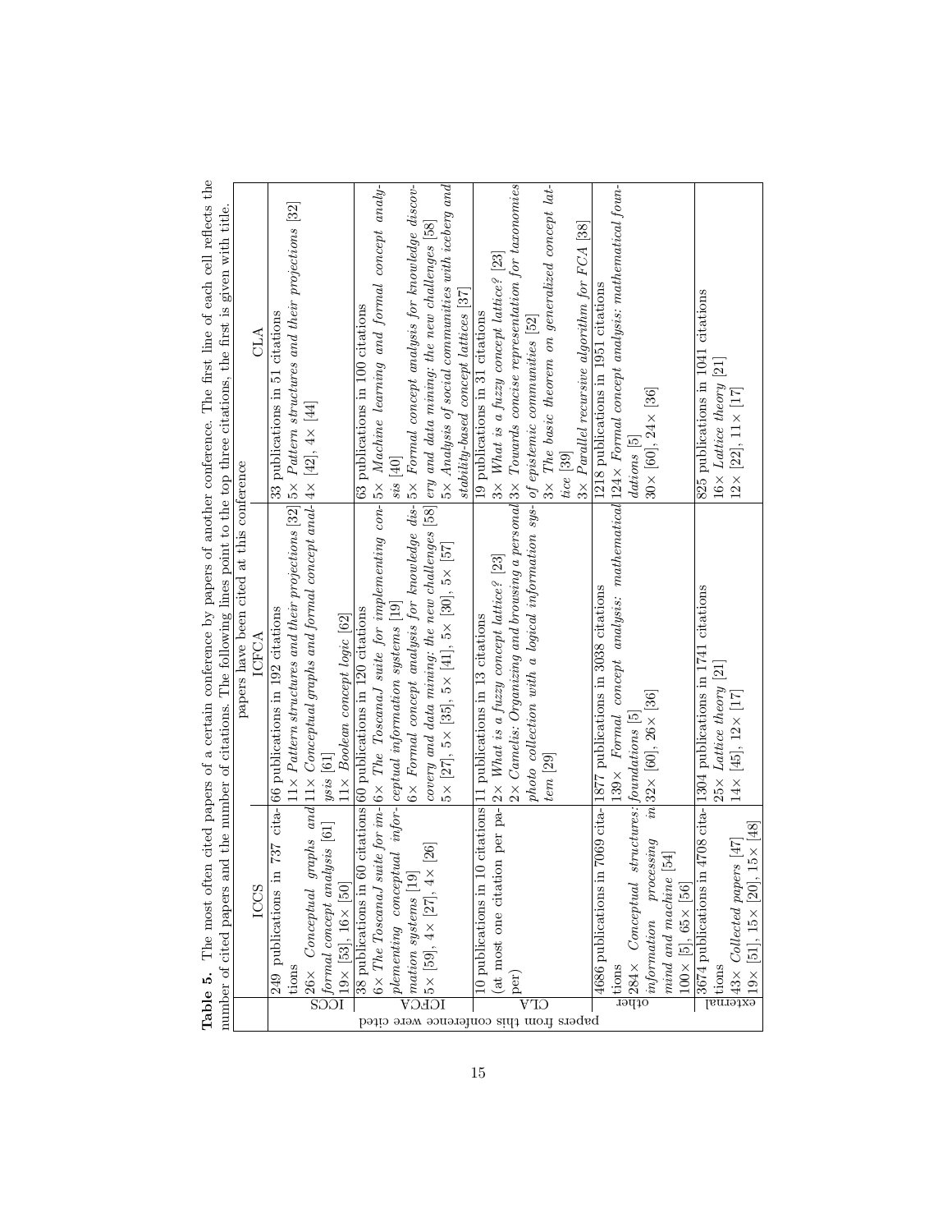**Table 5.** The most often cited papers of a certain conference by papers of another conference. The first line of each cell reflects the number of cited papers and the number of citations. The following lines point to the top three citations, the first is given with title.

| papers from this conference were cited | papers have been cited at this conference: ICCS | ICFCA | CLA |
|---|---|---|---|
| ICCS | 249 publications in 737 citations<br>26× *Conceptual graphs and formal concept analysis* [61]<br>19× [53], 16× [50] | 66 publications in 192 citations<br>11× *Pattern structures and their projections* [32]<br>11× *Conceptual graphs and formal concept analysis* [61]<br>11× *Boolean concept logic* [62] | 33 publications in 51 citations<br>5× *Pattern structures and their projections* [32]<br>4× [42], 4× [44] |
| ICFCA | 38 publications in 60 citations<br>6× *The ToscanaJ suite for implementing conceptual information systems* [19]<br>5× [59], 4× [27], 4× [26] | 60 publications in 120 citations<br>6× *The ToscanaJ suite for implementing conceptual information systems* [19]<br>6× *Formal concept analysis for knowledge discovery and data mining: the new challenges* [58]<br>5× [27], 5× [35], 5× [41], 5× [30], 5× [57] | 63 publications in 100 citations<br>5× *Machine learning and formal concept analysis* [40]<br>5× *Formal concept analysis for knowledge discovery and data mining: the new challenges* [58]<br>5× *Analysis of social communities with iceberg and stability-based concept lattices* [37] |
| CLA | 10 publications in 10 citations<br>(at most one citation per paper) | 11 publications in 13 citations<br>2× *What is a fuzzy concept lattice?* [23]<br>2× *Camelis: Organizing and browsing a personal photo collection with a logical information system* [29] | 19 publications in 31 citations<br>3× *What is a fuzzy concept lattice?* [23]<br>3× *Towards concise representation for taxonomies of epistemic communities* [52]<br>3× *The basic theorem on generalized concept lattice* [39]<br>3× *Parallel recursive algorithm for FCA* [38] |
| other | 4686 publications in 7069 citations<br>284× *Conceptual structures: information processing in mind and machine* [54]<br>100× [5], 65× [56] | 1877 publications in 3038 citations<br>139× *Formal concept analysis: mathematical foundations* [5]<br>32× [60], 26× [36] | 1218 publications in 1951 citations<br>124× *Formal concept analysis: mathematical foundations* [5]<br>30× [60], 24× [36] |
| external | 3674 publications in 4708 citations<br>43× *Collected papers* [47]<br>19× [51], 15× [20], 15× [48] | 1304 publications in 1741 citations<br>25× *Lattice theory* [21]<br>14× [45], 12× [17] | 825 publications in 1041 citations<br>16× *Lattice theory* [21]<br>12× [22], 11× [17] |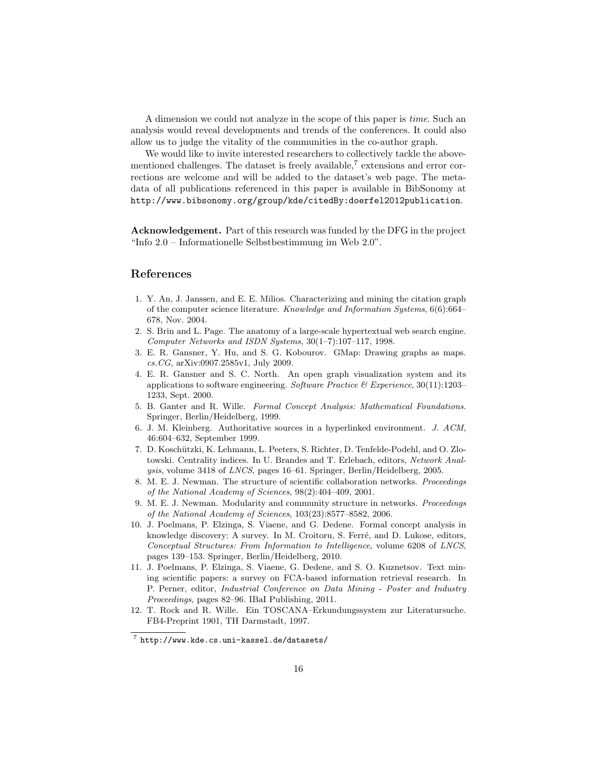A dimension we could not analyze in the scope of this paper is *time*. Such an analysis would reveal developments and trends of the conferences. It could also allow us to judge the vitality of the communities in the co-author graph.

We would like to invite interested researchers to collectively tackle the abovementioned challenges. The dataset is freely available,[7] extensions and error corrections are welcome and will be added to the dataset's web page. The metadata of all publications referenced in this paper is available in BibSonomy at `http://www.bibsonomy.org/group/kde/citedBy:doerfel2012publication`.

**Acknowledgement.** Part of this research was funded by the DFG in the project "Info 2.0 – Informationelle Selbstbestimmung im Web 2.0".

## References

1. Y. An, J. Janssen, and E. E. Milios. Characterizing and mining the citation graph of the computer science literature. *Knowledge and Information Systems*, 6(6):664–678, Nov. 2004.
2. S. Brin and L. Page. The anatomy of a large-scale hypertextual web search engine. *Computer Networks and ISDN Systems*, 30(1–7):107–117, 1998.
3. E. R. Gansner, Y. Hu, and S. G. Kobourov. GMap: Drawing graphs as maps. *cs.CG*, arXiv:0907.2585v1, July 2009.
4. E. R. Gansner and S. C. North. An open graph visualization system and its applications to software engineering. *Software Practice & Experience*, 30(11):1203–1233, Sept. 2000.
5. B. Ganter and R. Wille. *Formal Concept Analysis: Mathematical Foundations*. Springer, Berlin/Heidelberg, 1999.
6. J. M. Kleinberg. Authoritative sources in a hyperlinked environment. *J. ACM*, 46:604–632, September 1999.
7. D. Koschützki, K. Lehmann, L. Peeters, S. Richter, D. Tenfelde-Podehl, and O. Zlotowski. Centrality indices. In U. Brandes and T. Erlebach, editors, *Network Analysis*, volume 3418 of *LNCS*, pages 16–61. Springer, Berlin/Heidelberg, 2005.
8. M. E. J. Newman. The structure of scientific collaboration networks. *Proceedings of the National Academy of Sciences*, 98(2):404–409, 2001.
9. M. E. J. Newman. Modularity and community structure in networks. *Proceedings of the National Academy of Sciences*, 103(23):8577–8582, 2006.
10. J. Poelmans, P. Elzinga, S. Viaene, and G. Dedene. Formal concept analysis in knowledge discovery: A survey. In M. Croitoru, S. Ferré, and D. Lukose, editors, *Conceptual Structures: From Information to Intelligence*, volume 6208 of *LNCS*, pages 139–153. Springer, Berlin/Heidelberg, 2010.
11. J. Poelmans, P. Elzinga, S. Viaene, G. Dedene, and S. O. Kuznetsov. Text mining scientific papers: a survey on FCA-based information retrieval research. In P. Perner, editor, *Industrial Conference on Data Mining - Poster and Industry Proceedings*, pages 82–96. IBaI Publishing, 2011.
12. T. Rock and R. Wille. Ein TOSCANA–Erkundungssystem zur Literatursuche. FB4-Preprint 1901, TH Darmstadt, 1997.

[7] `http://www.kde.cs.uni-kassel.de/datasets/`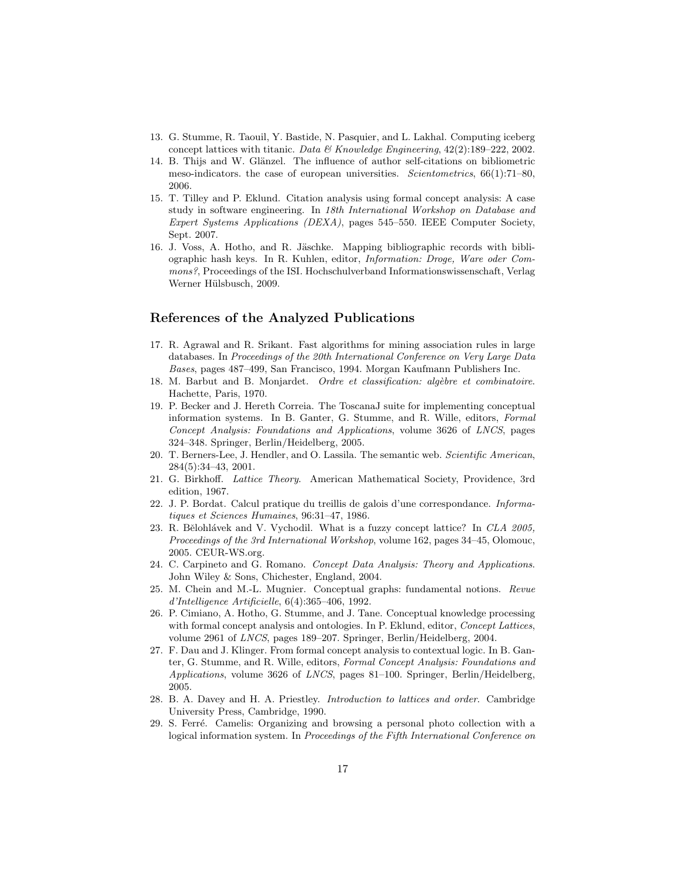13. G. Stumme, R. Taouil, Y. Bastide, N. Pasquier, and L. Lakhal. Computing iceberg concept lattices with titanic. *Data & Knowledge Engineering*, 42(2):189–222, 2002.
14. B. Thijs and W. Glänzel. The influence of author self-citations on bibliometric meso-indicators. the case of european universities. *Scientometrics*, 66(1):71–80, 2006.
15. T. Tilley and P. Eklund. Citation analysis using formal concept analysis: A case study in software engineering. In *18th International Workshop on Database and Expert Systems Applications (DEXA)*, pages 545–550. IEEE Computer Society, Sept. 2007.
16. J. Voss, A. Hotho, and R. Jäschke. Mapping bibliographic records with bibliographic hash keys. In R. Kuhlen, editor, *Information: Droge, Ware oder Commons?*, Proceedings of the ISI. Hochschulverband Informationswissenschaft, Verlag Werner Hülsbusch, 2009.

## References of the Analyzed Publications

17. R. Agrawal and R. Srikant. Fast algorithms for mining association rules in large databases. In *Proceedings of the 20th International Conference on Very Large Data Bases*, pages 487–499, San Francisco, 1994. Morgan Kaufmann Publishers Inc.
18. M. Barbut and B. Monjardet. *Ordre et classification: algèbre et combinatoire*. Hachette, Paris, 1970.
19. P. Becker and J. Hereth Correia. The ToscanaJ suite for implementing conceptual information systems. In B. Ganter, G. Stumme, and R. Wille, editors, *Formal Concept Analysis: Foundations and Applications*, volume 3626 of *LNCS*, pages 324–348. Springer, Berlin/Heidelberg, 2005.
20. T. Berners-Lee, J. Hendler, and O. Lassila. The semantic web. *Scientific American*, 284(5):34–43, 2001.
21. G. Birkhoff. *Lattice Theory*. American Mathematical Society, Providence, 3rd edition, 1967.
22. J. P. Bordat. Calcul pratique du treillis de galois d'une correspondance. *Informatiques et Sciences Humaines*, 96:31–47, 1986.
23. R. Bělohlávek and V. Vychodil. What is a fuzzy concept lattice? In *CLA 2005, Proceedings of the 3rd International Workshop*, volume 162, pages 34–45, Olomouc, 2005. CEUR-WS.org.
24. C. Carpineto and G. Romano. *Concept Data Analysis: Theory and Applications*. John Wiley & Sons, Chichester, England, 2004.
25. M. Chein and M.-L. Mugnier. Conceptual graphs: fundamental notions. *Revue d'Intelligence Artificielle*, 6(4):365–406, 1992.
26. P. Cimiano, A. Hotho, G. Stumme, and J. Tane. Conceptual knowledge processing with formal concept analysis and ontologies. In P. Eklund, editor, *Concept Lattices*, volume 2961 of *LNCS*, pages 189–207. Springer, Berlin/Heidelberg, 2004.
27. F. Dau and J. Klinger. From formal concept analysis to contextual logic. In B. Ganter, G. Stumme, and R. Wille, editors, *Formal Concept Analysis: Foundations and Applications*, volume 3626 of *LNCS*, pages 81–100. Springer, Berlin/Heidelberg, 2005.
28. B. A. Davey and H. A. Priestley. *Introduction to lattices and order*. Cambridge University Press, Cambridge, 1990.
29. S. Ferré. Camelis: Organizing and browsing a personal photo collection with a logical information system. In *Proceedings of the Fifth International Conference on*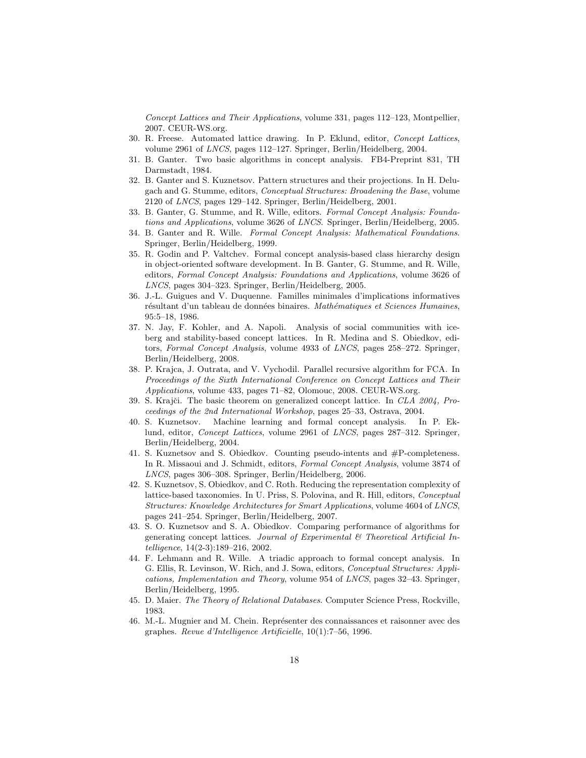*Concept Lattices and Their Applications*, volume 331, pages 112–123, Montpellier, 2007. CEUR-WS.org.

30. R. Freese. Automated lattice drawing. In P. Eklund, editor, *Concept Lattices*, volume 2961 of *LNCS*, pages 112–127. Springer, Berlin/Heidelberg, 2004.
31. B. Ganter. Two basic algorithms in concept analysis. FB4-Preprint 831, TH Darmstadt, 1984.
32. B. Ganter and S. Kuznetsov. Pattern structures and their projections. In H. Delugach and G. Stumme, editors, *Conceptual Structures: Broadening the Base*, volume 2120 of *LNCS*, pages 129–142. Springer, Berlin/Heidelberg, 2001.
33. B. Ganter, G. Stumme, and R. Wille, editors. *Formal Concept Analysis: Foundations and Applications*, volume 3626 of *LNCS*. Springer, Berlin/Heidelberg, 2005.
34. B. Ganter and R. Wille. *Formal Concept Analysis: Mathematical Foundations*. Springer, Berlin/Heidelberg, 1999.
35. R. Godin and P. Valtchev. Formal concept analysis-based class hierarchy design in object-oriented software development. In B. Ganter, G. Stumme, and R. Wille, editors, *Formal Concept Analysis: Foundations and Applications*, volume 3626 of *LNCS*, pages 304–323. Springer, Berlin/Heidelberg, 2005.
36. J.-L. Guigues and V. Duquenne. Familles minimales d'implications informatives résultant d'un tableau de données binaires. *Mathématiques et Sciences Humaines*, 95:5–18, 1986.
37. N. Jay, F. Kohler, and A. Napoli. Analysis of social communities with iceberg and stability-based concept lattices. In R. Medina and S. Obiedkov, editors, *Formal Concept Analysis*, volume 4933 of *LNCS*, pages 258–272. Springer, Berlin/Heidelberg, 2008.
38. P. Krajca, J. Outrata, and V. Vychodil. Parallel recursive algorithm for FCA. In *Proceedings of the Sixth International Conference on Concept Lattices and Their Applications*, volume 433, pages 71–82, Olomouc, 2008. CEUR-WS.org.
39. S. Krajči. The basic theorem on generalized concept lattice. In *CLA 2004, Proceedings of the 2nd International Workshop*, pages 25–33, Ostrava, 2004.
40. S. Kuznetsov. Machine learning and formal concept analysis. In P. Eklund, editor, *Concept Lattices*, volume 2961 of *LNCS*, pages 287–312. Springer, Berlin/Heidelberg, 2004.
41. S. Kuznetsov and S. Obiedkov. Counting pseudo-intents and #P-completeness. In R. Missaoui and J. Schmidt, editors, *Formal Concept Analysis*, volume 3874 of *LNCS*, pages 306–308. Springer, Berlin/Heidelberg, 2006.
42. S. Kuznetsov, S. Obiedkov, and C. Roth. Reducing the representation complexity of lattice-based taxonomies. In U. Priss, S. Polovina, and R. Hill, editors, *Conceptual Structures: Knowledge Architectures for Smart Applications*, volume 4604 of *LNCS*, pages 241–254. Springer, Berlin/Heidelberg, 2007.
43. S. O. Kuznetsov and S. A. Obiedkov. Comparing performance of algorithms for generating concept lattices. *Journal of Experimental & Theoretical Artificial Intelligence*, 14(2-3):189–216, 2002.
44. F. Lehmann and R. Wille. A triadic approach to formal concept analysis. In G. Ellis, R. Levinson, W. Rich, and J. Sowa, editors, *Conceptual Structures: Applications, Implementation and Theory*, volume 954 of *LNCS*, pages 32–43. Springer, Berlin/Heidelberg, 1995.
45. D. Maier. *The Theory of Relational Databases*. Computer Science Press, Rockville, 1983.
46. M.-L. Mugnier and M. Chein. Représenter des connaissances et raisonner avec des graphes. *Revue d'Intelligence Artificielle*, 10(1):7–56, 1996.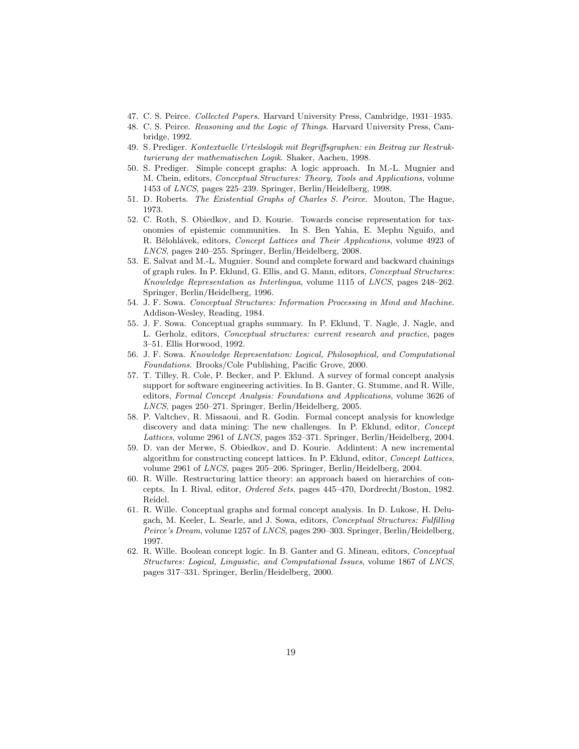47. C. S. Peirce. *Collected Papers*. Harvard University Press, Cambridge, 1931–1935.
48. C. S. Peirce. *Reasoning and the Logic of Things*. Harvard University Press, Cambridge, 1992.
49. S. Prediger. *Kontextuelle Urteilslogik mit Begriffsgraphen: ein Beitrag zur Restrukturierung der mathematischen Logik*. Shaker, Aachen, 1998.
50. S. Prediger. Simple concept graphs: A logic approach. In M.-L. Mugnier and M. Chein, editors, *Conceptual Structures: Theory, Tools and Applications*, volume 1453 of *LNCS*, pages 225–239. Springer, Berlin/Heidelberg, 1998.
51. D. Roberts. *The Existential Graphs of Charles S. Peirce*. Mouton, The Hague, 1973.
52. C. Roth, S. Obiedkov, and D. Kourie. Towards concise representation for taxonomies of epistemic communities. In S. Ben Yahia, E. Mephu Nguifo, and R. Bělohlávek, editors, *Concept Lattices and Their Applications*, volume 4923 of *LNCS*, pages 240–255. Springer, Berlin/Heidelberg, 2008.
53. E. Salvat and M.-L. Mugnier. Sound and complete forward and backward chainings of graph rules. In P. Eklund, G. Ellis, and G. Mann, editors, *Conceptual Structures: Knowledge Representation as Interlingua*, volume 1115 of *LNCS*, pages 248–262. Springer, Berlin/Heidelberg, 1996.
54. J. F. Sowa. *Conceptual Structures: Information Processing in Mind and Machine*. Addison-Wesley, Reading, 1984.
55. J. F. Sowa. Conceptual graphs summary. In P. Eklund, T. Nagle, J. Nagle, and L. Gerholz, editors, *Conceptual structures: current research and practice*, pages 3–51. Ellis Horwood, 1992.
56. J. F. Sowa. *Knowledge Representation: Logical, Philosophical, and Computational Foundations*. Brooks/Cole Publishing, Pacific Grove, 2000.
57. T. Tilley, R. Cole, P. Becker, and P. Eklund. A survey of formal concept analysis support for software engineering activities. In B. Ganter, G. Stumme, and R. Wille, editors, *Formal Concept Analysis: Foundations and Applications*, volume 3626 of *LNCS*, pages 250–271. Springer, Berlin/Heidelberg, 2005.
58. P. Valtchev, R. Missaoui, and R. Godin. Formal concept analysis for knowledge discovery and data mining: The new challenges. In P. Eklund, editor, *Concept Lattices*, volume 2961 of *LNCS*, pages 352–371. Springer, Berlin/Heidelberg, 2004.
59. D. van der Merwe, S. Obiedkov, and D. Kourie. Addintent: A new incremental algorithm for constructing concept lattices. In P. Eklund, editor, *Concept Lattices*, volume 2961 of *LNCS*, pages 205–206. Springer, Berlin/Heidelberg, 2004.
60. R. Wille. Restructuring lattice theory: an approach based on hierarchies of concepts. In I. Rival, editor, *Ordered Sets*, pages 445–470, Dordrecht/Boston, 1982. Reidel.
61. R. Wille. Conceptual graphs and formal concept analysis. In D. Lukose, H. Delugach, M. Keeler, L. Searle, and J. Sowa, editors, *Conceptual Structures: Fulfilling Peirce's Dream*, volume 1257 of *LNCS*, pages 290–303. Springer, Berlin/Heidelberg, 1997.
62. R. Wille. Boolean concept logic. In B. Ganter and G. Mineau, editors, *Conceptual Structures: Logical, Linguistic, and Computational Issues*, volume 1867 of *LNCS*, pages 317–331. Springer, Berlin/Heidelberg, 2000.